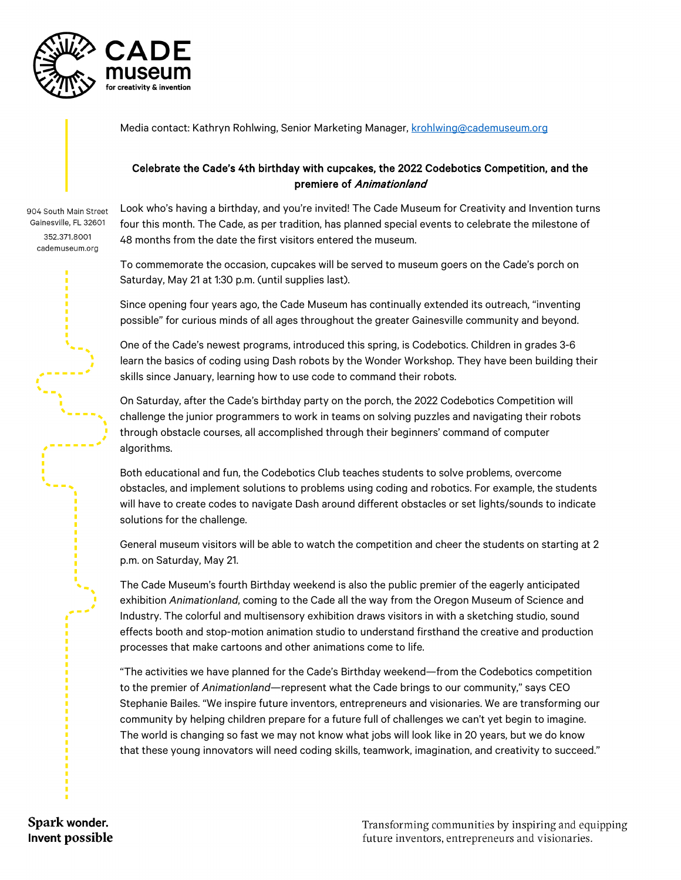# CADE museum for creativity & invention

Media contact: Kathryn Rohlwing, Senior Marketing Manager, krohlwing@cademuseum.org

904 South Main Street
Gainesville, FL 32601
352.371.8001
cademuseum.org

## Celebrate the Cade's 4th birthday with cupcakes, the 2022 Codebotics Competition, and the premiere of *Animationland*

Look who's having a birthday, and you're invited! The Cade Museum for Creativity and Invention turns four this month. The Cade, as per tradition, has planned special events to celebrate the milestone of 48 months from the date the first visitors entered the museum.

To commemorate the occasion, cupcakes will be served to museum goers on the Cade's porch on Saturday, May 21 at 1:30 p.m. (until supplies last).

Since opening four years ago, the Cade Museum has continually extended its outreach, "inventing possible" for curious minds of all ages throughout the greater Gainesville community and beyond.

One of the Cade's newest programs, introduced this spring, is Codebotics. Children in grades 3-6 learn the basics of coding using Dash robots by the Wonder Workshop. They have been building their skills since January, learning how to use code to command their robots.

On Saturday, after the Cade's birthday party on the porch, the 2022 Codebotics Competition will challenge the junior programmers to work in teams on solving puzzles and navigating their robots through obstacle courses, all accomplished through their beginners' command of computer algorithms.

Both educational and fun, the Codebotics Club teaches students to solve problems, overcome obstacles, and implement solutions to problems using coding and robotics. For example, the students will have to create codes to navigate Dash around different obstacles or set lights/sounds to indicate solutions for the challenge.

General museum visitors will be able to watch the competition and cheer the students on starting at 2 p.m. on Saturday, May 21.

The Cade Museum's fourth Birthday weekend is also the public premier of the eagerly anticipated exhibition *Animationland*, coming to the Cade all the way from the Oregon Museum of Science and Industry. The colorful and multisensory exhibition draws visitors in with a sketching studio, sound effects booth and stop-motion animation studio to understand firsthand the creative and production processes that make cartoons and other animations come to life.

"The activities we have planned for the Cade's Birthday weekend—from the Codebotics competition to the premier of *Animationland*—represent what the Cade brings to our community," says CEO Stephanie Bailes. "We inspire future inventors, entrepreneurs and visionaries. We are transforming our community by helping children prepare for a future full of challenges we can't yet begin to imagine. The world is changing so fast we may not know what jobs will look like in 20 years, but we do know that these young innovators will need coding skills, teamwork, imagination, and creativity to succeed."

Spark wonder. Invent possible

Transforming communities by inspiring and equipping future inventors, entrepreneurs and visionaries.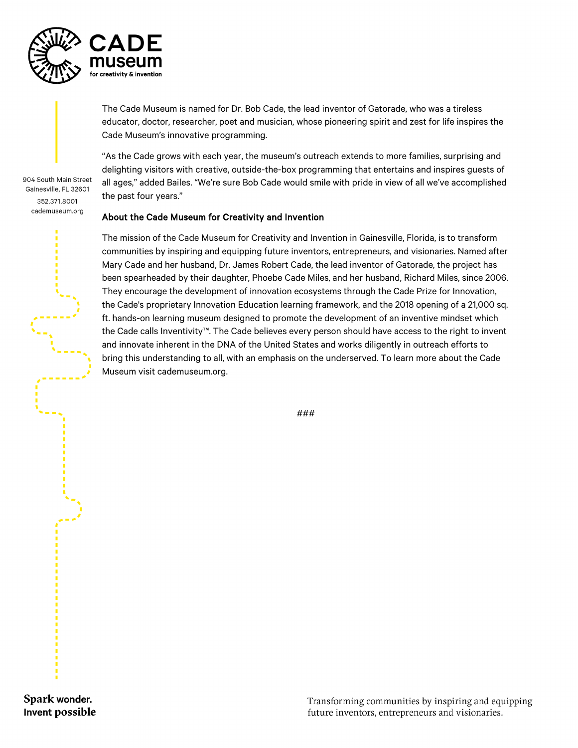The Cade Museum is named for Dr. Bob Cade, the lead inventor of Gatorade, who was a tireless educator, doctor, researcher, poet and musician, whose pioneering spirit and zest for life inspires the Cade Museum's innovative programming.

"As the Cade grows with each year, the museum's outreach extends to more families, surprising and delighting visitors with creative, outside-the-box programming that entertains and inspires guests of all ages," added Bailes. "We're sure Bob Cade would smile with pride in view of all we've accomplished the past four years."

**About the Cade Museum for Creativity and Invention**

The mission of the Cade Museum for Creativity and Invention in Gainesville, Florida, is to transform communities by inspiring and equipping future inventors, entrepreneurs, and visionaries. Named after Mary Cade and her husband, Dr. James Robert Cade, the lead inventor of Gatorade, the project has been spearheaded by their daughter, Phoebe Cade Miles, and her husband, Richard Miles, since 2006. They encourage the development of innovation ecosystems through the Cade Prize for Innovation, the Cade's proprietary Innovation Education learning framework, and the 2018 opening of a 21,000 sq. ft. hands-on learning museum designed to promote the development of an inventive mindset which the Cade calls Inventivity™. The Cade believes every person should have access to the right to invent and innovate inherent in the DNA of the United States and works diligently in outreach efforts to bring this understanding to all, with an emphasis on the underserved. To learn more about the Cade Museum visit cademuseum.org.

###